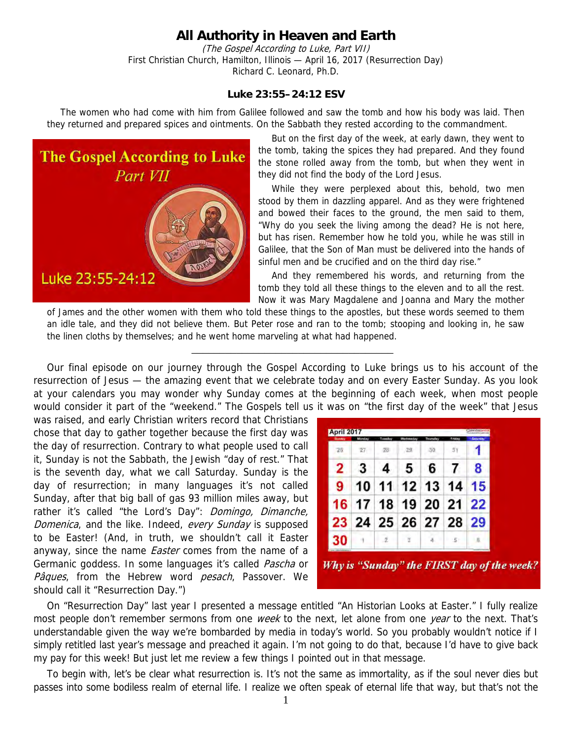# All Authority in Heaven and Earth

*(The Gospel According to Luke, Part VII)*
First Christian Church, Hamilton, Illinois — April 16, 2017 (Resurrection Day)
Richard C. Leonard, Ph.D.

### Luke 23:55–24:12 ESV

The women who had come with him from Galilee followed and saw the tomb and how his body was laid. Then they returned and prepared spices and ointments. On the Sabbath they rested according to the commandment.

But on the first day of the week, at early dawn, they went to the tomb, taking the spices they had prepared. And they found the stone rolled away from the tomb, but when they went in they did not find the body of the Lord Jesus.

While they were perplexed about this, behold, two men stood by them in dazzling apparel. And as they were frightened and bowed their faces to the ground, the men said to them, "Why do you seek the living among the dead? He is not here, but has risen. Remember how he told you, while he was still in Galilee, that the Son of Man must be delivered into the hands of sinful men and be crucified and on the third day rise."

And they remembered his words, and returning from the tomb they told all these things to the eleven and to all the rest. Now it was Mary Magdalene and Joanna and Mary the mother of James and the other women with them who told these things to the apostles, but these words seemed to them an idle tale, and they did not believe them. But Peter rose and ran to the tomb; stooping and looking in, he saw the linen cloths by themselves; and he went home marveling at what had happened.

---

Our final episode on our journey through the Gospel According to Luke brings us to his account of the resurrection of Jesus — the amazing event that we celebrate today and on every Easter Sunday. As you look at your calendars you may wonder why Sunday comes at the beginning of each week, when most people would consider it part of the "weekend." The Gospels tell us it was on "the first day of the week" that Jesus was raised, and early Christian writers record that Christians chose that day to gather together because the first day was the day of resurrection. Contrary to what people used to call it, Sunday is not the Sabbath, the Jewish "day of rest." That is the seventh day, what we call Saturday. Sunday is the day of resurrection; in many languages it's not called Sunday, after that big ball of gas 93 million miles away, but rather it's called "the Lord's Day": *Domingo, Dimanche, Domenica*, and the like. Indeed, *every Sunday* is supposed to be Easter! (And, in truth, we shouldn't call it Easter anyway, since the name *Easter* comes from the name of a Germanic goddess. In some languages it's called *Pascha* or *Pâques*, from the Hebrew word *pesach*, Passover. We should call it "Resurrection Day.")

*Why is "Sunday" the FIRST day of the week?*

On "Resurrection Day" last year I presented a message entitled "An Historian Looks at Easter." I fully realize most people don't remember sermons from one *week* to the next, let alone from one *year* to the next. That's understandable given the way we're bombarded by media in today's world. So you probably wouldn't notice if I simply retitled last year's message and preached it again. I'm not going to do that, because I'd have to give back my pay for this week! But just let me review a few things I pointed out in that message.

To begin with, let's be clear what resurrection is. It's not the same as immortality, as if the soul never dies but passes into some bodiless realm of eternal life. I realize we often speak of eternal life that way, but that's not the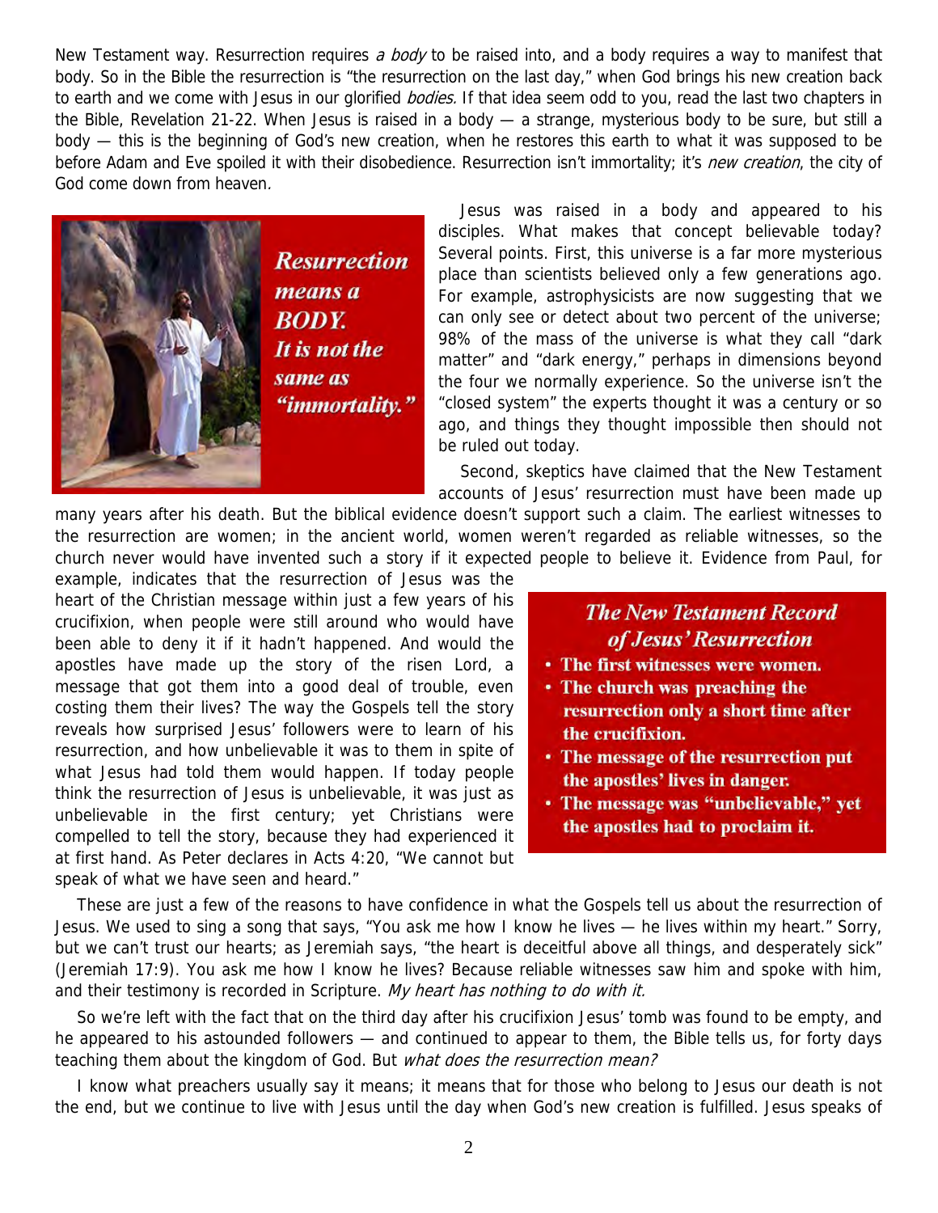New Testament way. Resurrection requires *a body* to be raised into, and a body requires a way to manifest that body. So in the Bible the resurrection is "the resurrection on the last day," when God brings his new creation back to earth and we come with Jesus in our glorified *bodies.* If that idea seem odd to you, read the last two chapters in the Bible, Revelation 21-22. When Jesus is raised in a body — a strange, mysterious body to be sure, but still a body — this is the beginning of God's new creation, when he restores this earth to what it was supposed to be before Adam and Eve spoiled it with their disobedience. Resurrection isn't immortality; it's *new creation*, the city of God come down from heaven.

***Resurrection means a BODY. It is not the same as "immortality."***

Jesus was raised in a body and appeared to his disciples. What makes that concept believable today? Several points. First, this universe is a far more mysterious place than scientists believed only a few generations ago. For example, astrophysicists are now suggesting that we can only see or detect about two percent of the universe; 98% of the mass of the universe is what they call "dark matter" and "dark energy," perhaps in dimensions beyond the four we normally experience. So the universe isn't the "closed system" the experts thought it was a century or so ago, and things they thought impossible then should not be ruled out today.

Second, skeptics have claimed that the New Testament accounts of Jesus' resurrection must have been made up many years after his death. But the biblical evidence doesn't support such a claim. The earliest witnesses to the resurrection are women; in the ancient world, women weren't regarded as reliable witnesses, so the church never would have invented such a story if it expected people to believe it. Evidence from Paul, for example, indicates that the resurrection of Jesus was the heart of the Christian message within just a few years of his crucifixion, when people were still around who would have been able to deny it if it hadn't happened. And would the apostles have made up the story of the risen Lord, a message that got them into a good deal of trouble, even costing them their lives? The way the Gospels tell the story reveals how surprised Jesus' followers were to learn of his resurrection, and how unbelievable it was to them in spite of what Jesus had told them would happen. If today people think the resurrection of Jesus is unbelievable, it was just as unbelievable in the first century; yet Christians were compelled to tell the story, because they had experienced it at first hand. As Peter declares in Acts 4:20, "We cannot but speak of what we have seen and heard."

***The New Testament Record of Jesus' Resurrection***

- **The first witnesses were women.**
- **The church was preaching the resurrection only a short time after the crucifixion.**
- **The message of the resurrection put the apostles' lives in danger.**
- **The message was "unbelievable," yet the apostles had to proclaim it.**

These are just a few of the reasons to have confidence in what the Gospels tell us about the resurrection of Jesus. We used to sing a song that says, "You ask me how I know he lives — he lives within my heart." Sorry, but we can't trust our hearts; as Jeremiah says, "the heart is deceitful above all things, and desperately sick" (Jeremiah 17:9). You ask me how I know he lives? Because reliable witnesses saw him and spoke with him, and their testimony is recorded in Scripture. *My heart has nothing to do with it.*

So we're left with the fact that on the third day after his crucifixion Jesus' tomb was found to be empty, and he appeared to his astounded followers — and continued to appear to them, the Bible tells us, for forty days teaching them about the kingdom of God. But *what does the resurrection mean?*

I know what preachers usually say it means; it means that for those who belong to Jesus our death is not the end, but we continue to live with Jesus until the day when God's new creation is fulfilled. Jesus speaks of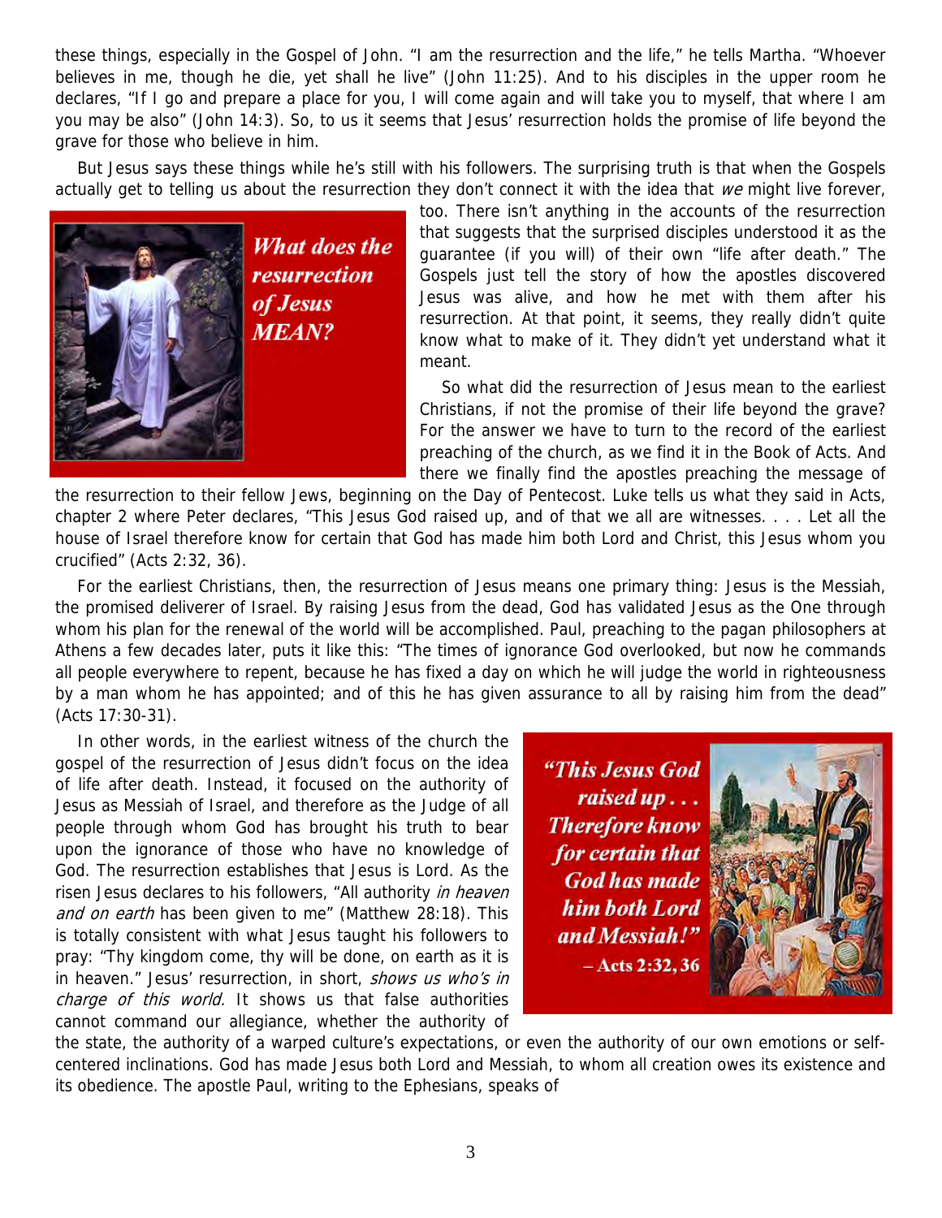these things, especially in the Gospel of John. "I am the resurrection and the life," he tells Martha. "Whoever believes in me, though he die, yet shall he live" (John 11:25). And to his disciples in the upper room he declares, "If I go and prepare a place for you, I will come again and will take you to myself, that where I am you may be also" (John 14:3). So, to us it seems that Jesus' resurrection holds the promise of life beyond the grave for those who believe in him.

But Jesus says these things while he's still with his followers. The surprising truth is that when the Gospels actually get to telling us about the resurrection they don't connect it with the idea that *we* might live forever, too. There isn't anything in the accounts of the resurrection that suggests that the surprised disciples understood it as the guarantee (if you will) of their own "life after death." The Gospels just tell the story of how the apostles discovered Jesus was alive, and how he met with them after his resurrection. At that point, it seems, they really didn't quite know what to make of it. They didn't yet understand what it meant.

***What does the resurrection of Jesus MEAN?***

So what did the resurrection of Jesus mean to the earliest Christians, if not the promise of their life beyond the grave? For the answer we have to turn to the record of the earliest preaching of the church, as we find it in the Book of Acts. And there we finally find the apostles preaching the message of the resurrection to their fellow Jews, beginning on the Day of Pentecost. Luke tells us what they said in Acts, chapter 2 where Peter declares, "This Jesus God raised up, and of that we all are witnesses. . . . Let all the house of Israel therefore know for certain that God has made him both Lord and Christ, this Jesus whom you crucified" (Acts 2:32, 36).

For the earliest Christians, then, the resurrection of Jesus means one primary thing: Jesus is the Messiah, the promised deliverer of Israel. By raising Jesus from the dead, God has validated Jesus as the One through whom his plan for the renewal of the world will be accomplished. Paul, preaching to the pagan philosophers at Athens a few decades later, puts it like this: "The times of ignorance God overlooked, but now he commands all people everywhere to repent, because he has fixed a day on which he will judge the world in righteousness by a man whom he has appointed; and of this he has given assurance to all by raising him from the dead" (Acts 17:30-31).

In other words, in the earliest witness of the church the gospel of the resurrection of Jesus didn't focus on the idea of life after death. Instead, it focused on the authority of Jesus as Messiah of Israel, and therefore as the Judge of all people through whom God has brought his truth to bear upon the ignorance of those who have no knowledge of God. The resurrection establishes that Jesus is Lord. As the risen Jesus declares to his followers, "All authority *in heaven and on earth* has been given to me" (Matthew 28:18). This is totally consistent with what Jesus taught his followers to pray: "Thy kingdom come, thy will be done, on earth as it is in heaven." Jesus' resurrection, in short, *shows us who's in charge of this world.* It shows us that false authorities cannot command our allegiance, whether the authority of the state, the authority of a warped culture's expectations, or even the authority of our own emotions or self-centered inclinations. God has made Jesus both Lord and Messiah, to whom all creation owes its existence and its obedience. The apostle Paul, writing to the Ephesians, speaks of

***"This Jesus God raised up . . . Therefore know for certain that God has made him both Lord and Messiah!"***
***– Acts 2:32, 36***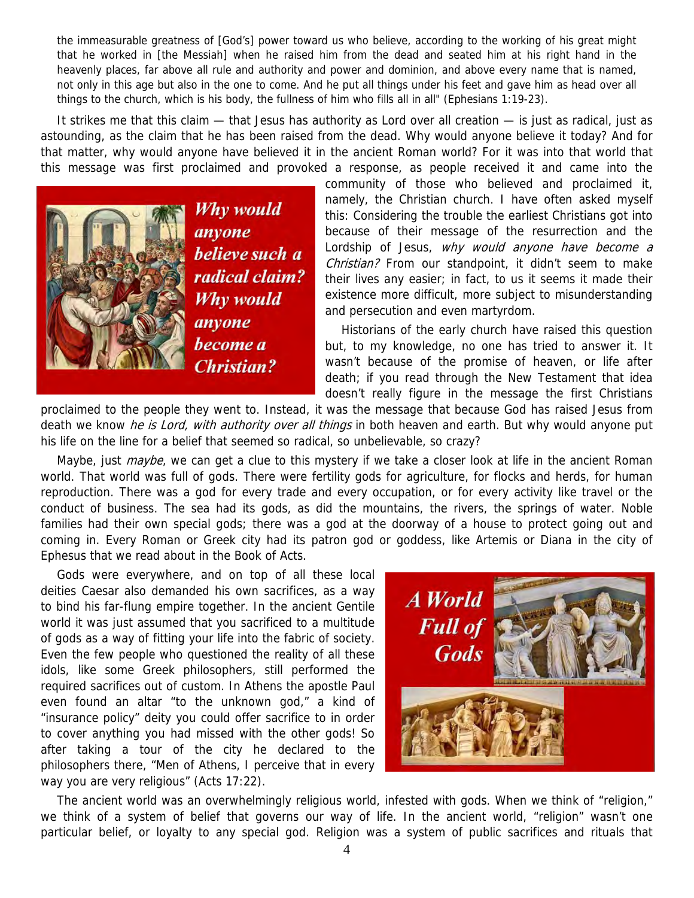the immeasurable greatness of [God's] power toward us who believe, according to the working of his great might that he worked in [the Messiah] when he raised him from the dead and seated him at his right hand in the heavenly places, far above all rule and authority and power and dominion, and above every name that is named, not only in this age but also in the one to come. And he put all things under his feet and gave him as head over all things to the church, which is his body, the fullness of him who fills all in all" (Ephesians 1:19-23).

It strikes me that this claim — that Jesus has authority as Lord over all creation — is just as radical, just as astounding, as the claim that he has been raised from the dead. Why would anyone believe it today? And for that matter, why would anyone have believed it in the ancient Roman world? For it was into that world that this message was first proclaimed and provoked a response, as people received it and came into the community of those who believed and proclaimed it, namely, the Christian church. I have often asked myself this: Considering the trouble the earliest Christians got into because of their message of the resurrection and the Lordship of Jesus, *why would anyone have become a Christian?* From our standpoint, it didn't seem to make their lives any easier; in fact, to us it seems it made their existence more difficult, more subject to misunderstanding and persecution and even martyrdom.

***Why would anyone believe such a radical claim? Why would anyone become a Christian?***

Historians of the early church have raised this question but, to my knowledge, no one has tried to answer it. It wasn't because of the promise of heaven, or life after death; if you read through the New Testament that idea doesn't really figure in the message the first Christians proclaimed to the people they went to. Instead, it was the message that because God has raised Jesus from death we know *he is Lord, with authority over all things* in both heaven and earth. But why would anyone put his life on the line for a belief that seemed so radical, so unbelievable, so crazy?

Maybe, just *maybe*, we can get a clue to this mystery if we take a closer look at life in the ancient Roman world. That world was full of gods. There were fertility gods for agriculture, for flocks and herds, for human reproduction. There was a god for every trade and every occupation, or for every activity like travel or the conduct of business. The sea had its gods, as did the mountains, the rivers, the springs of water. Noble families had their own special gods; there was a god at the doorway of a house to protect going out and coming in. Every Roman or Greek city had its patron god or goddess, like Artemis or Diana in the city of Ephesus that we read about in the Book of Acts.

Gods were everywhere, and on top of all these local deities Caesar also demanded his own sacrifices, as a way to bind his far-flung empire together. In the ancient Gentile world it was just assumed that you sacrificed to a multitude of gods as a way of fitting your life into the fabric of society. Even the few people who questioned the reality of all these idols, like some Greek philosophers, still performed the required sacrifices out of custom. In Athens the apostle Paul even found an altar "to the unknown god," a kind of "insurance policy" deity you could offer sacrifice to in order to cover anything you had missed with the other gods! So after taking a tour of the city he declared to the philosophers there, "Men of Athens, I perceive that in every way you are very religious" (Acts 17:22).

***A World Full of Gods***

The ancient world was an overwhelmingly religious world, infested with gods. When we think of "religion," we think of a system of belief that governs our way of life. In the ancient world, "religion" wasn't one particular belief, or loyalty to any special god. Religion was a system of public sacrifices and rituals that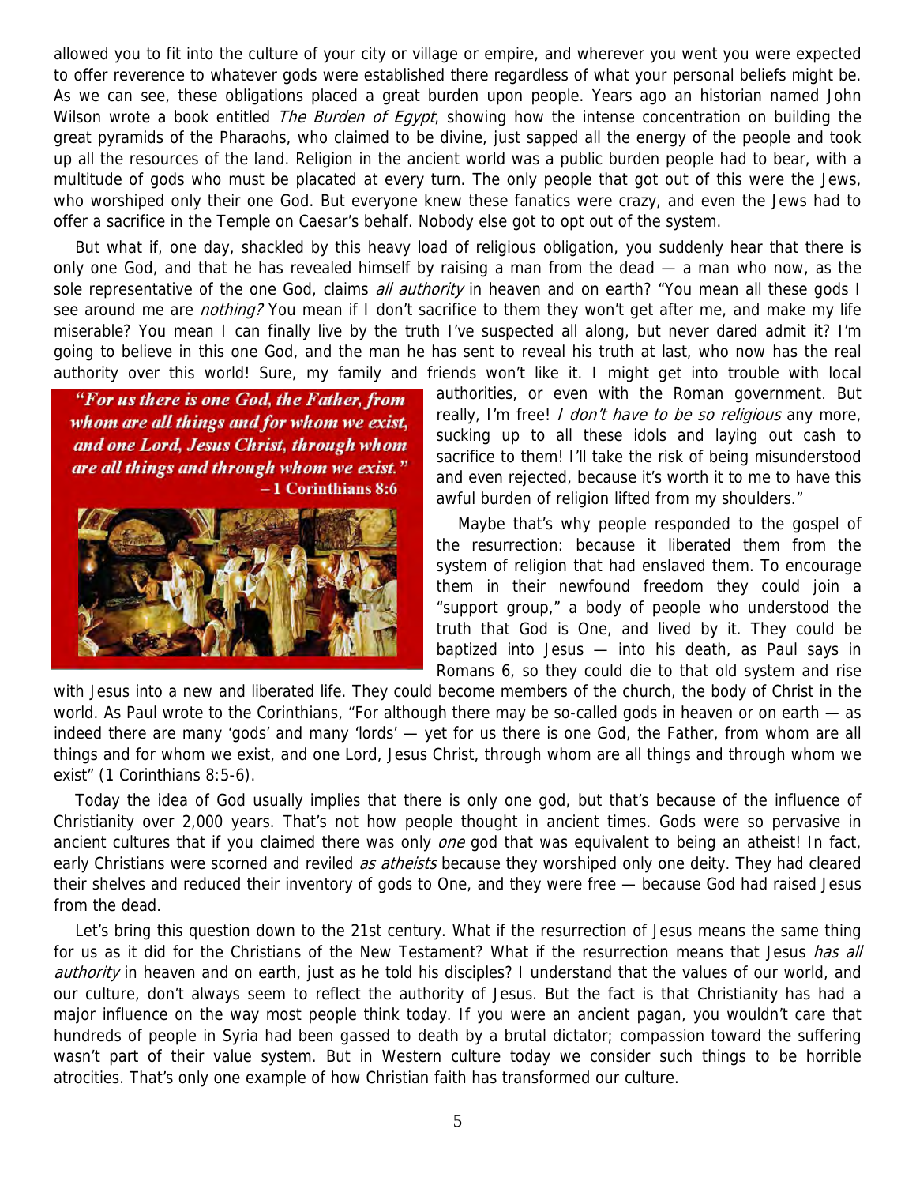allowed you to fit into the culture of your city or village or empire, and wherever you went you were expected to offer reverence to whatever gods were established there regardless of what your personal beliefs might be. As we can see, these obligations placed a great burden upon people. Years ago an historian named John Wilson wrote a book entitled *The Burden of Egypt*, showing how the intense concentration on building the great pyramids of the Pharaohs, who claimed to be divine, just sapped all the energy of the people and took up all the resources of the land. Religion in the ancient world was a public burden people had to bear, with a multitude of gods who must be placated at every turn. The only people that got out of this were the Jews, who worshiped only their one God. But everyone knew these fanatics were crazy, and even the Jews had to offer a sacrifice in the Temple on Caesar's behalf. Nobody else got to opt out of the system.

But what if, one day, shackled by this heavy load of religious obligation, you suddenly hear that there is only one God, and that he has revealed himself by raising a man from the dead — a man who now, as the sole representative of the one God, claims *all authority* in heaven and on earth? "You mean all these gods I see around me are *nothing?* You mean if I don't sacrifice to them they won't get after me, and make my life miserable? You mean I can finally live by the truth I've suspected all along, but never dared admit it? I'm going to believe in this one God, and the man he has sent to reveal his truth at last, who now has the real authority over this world! Sure, my family and friends won't like it. I might get into trouble with local authorities, or even with the Roman government. But really, I'm free! *I don't have to be so religious* any more, sucking up to all these idols and laying out cash to sacrifice to them! I'll take the risk of being misunderstood and even rejected, because it's worth it to me to have this awful burden of religion lifted from my shoulders."

***"For us there is one God, the Father, from whom are all things and for whom we exist, and one Lord, Jesus Christ, through whom are all things and through whom we exist." – 1 Corinthians 8:6***

Maybe that's why people responded to the gospel of the resurrection: because it liberated them from the system of religion that had enslaved them. To encourage them in their newfound freedom they could join a "support group," a body of people who understood the truth that God is One, and lived by it. They could be baptized into Jesus — into his death, as Paul says in Romans 6, so they could die to that old system and rise with Jesus into a new and liberated life. They could become members of the church, the body of Christ in the world. As Paul wrote to the Corinthians, "For although there may be so-called gods in heaven or on earth — as indeed there are many 'gods' and many 'lords' — yet for us there is one God, the Father, from whom are all things and for whom we exist, and one Lord, Jesus Christ, through whom are all things and through whom we exist" (1 Corinthians 8:5-6).

Today the idea of God usually implies that there is only one god, but that's because of the influence of Christianity over 2,000 years. That's not how people thought in ancient times. Gods were so pervasive in ancient cultures that if you claimed there was only *one* god that was equivalent to being an atheist! In fact, early Christians were scorned and reviled *as atheists* because they worshiped only one deity. They had cleared their shelves and reduced their inventory of gods to One, and they were free — because God had raised Jesus from the dead.

Let's bring this question down to the 21st century. What if the resurrection of Jesus means the same thing for us as it did for the Christians of the New Testament? What if the resurrection means that Jesus *has all authority* in heaven and on earth, just as he told his disciples? I understand that the values of our world, and our culture, don't always seem to reflect the authority of Jesus. But the fact is that Christianity has had a major influence on the way most people think today. If you were an ancient pagan, you wouldn't care that hundreds of people in Syria had been gassed to death by a brutal dictator; compassion toward the suffering wasn't part of their value system. But in Western culture today we consider such things to be horrible atrocities. That's only one example of how Christian faith has transformed our culture.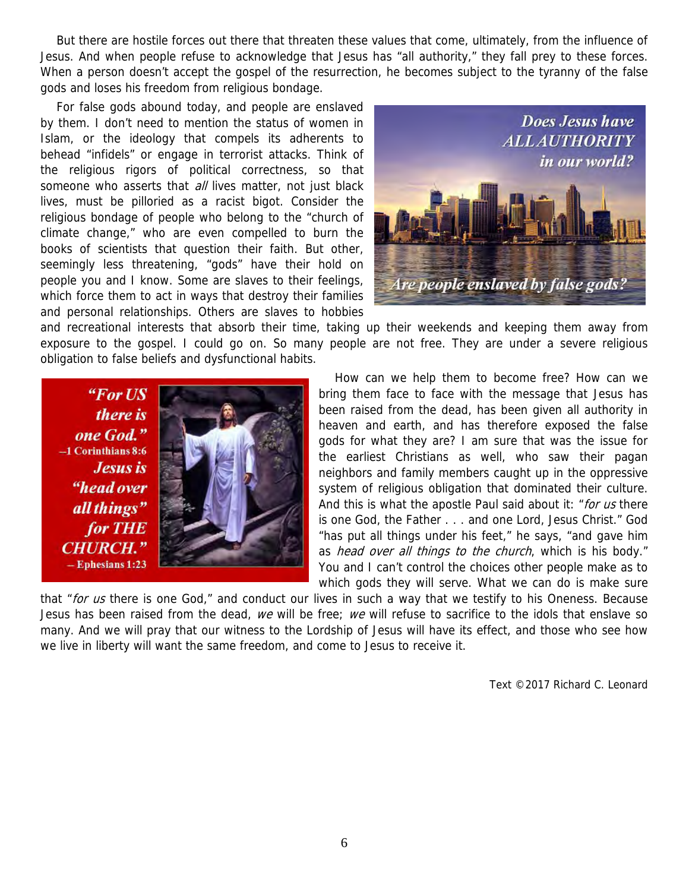But there are hostile forces out there that threaten these values that come, ultimately, from the influence of Jesus. And when people refuse to acknowledge that Jesus has "all authority," they fall prey to these forces. When a person doesn't accept the gospel of the resurrection, he becomes subject to the tyranny of the false gods and loses his freedom from religious bondage.

For false gods abound today, and people are enslaved by them. I don't need to mention the status of women in Islam, or the ideology that compels its adherents to behead "infidels" or engage in terrorist attacks. Think of the religious rigors of political correctness, so that someone who asserts that *all* lives matter, not just black lives, must be pilloried as a racist bigot. Consider the religious bondage of people who belong to the "church of climate change," who are even compelled to burn the books of scientists that question their faith. But other, seemingly less threatening, "gods" have their hold on people you and I know. Some are slaves to their feelings, which force them to act in ways that destroy their families and personal relationships. Others are slaves to hobbies and recreational interests that absorb their time, taking up their weekends and keeping them away from exposure to the gospel. I could go on. So many people are not free. They are under a severe religious obligation to false beliefs and dysfunctional habits.

How can we help them to become free? How can we bring them face to face with the message that Jesus has been raised from the dead, has been given all authority in heaven and earth, and has therefore exposed the false gods for what they are? I am sure that was the issue for the earliest Christians as well, who saw their pagan neighbors and family members caught up in the oppressive system of religious obligation that dominated their culture. And this is what the apostle Paul said about it: "*for us* there is one God, the Father . . . and one Lord, Jesus Christ." God "has put all things under his feet," he says, "and gave him as *head over all things to the church*, which is his body." You and I can't control the choices other people make as to which gods they will serve. What we can do is make sure that "*for us* there is one God," and conduct our lives in such a way that we testify to his Oneness. Because Jesus has been raised from the dead, *we* will be free; *we* will refuse to sacrifice to the idols that enslave so many. And we will pray that our witness to the Lordship of Jesus will have its effect, and those who see how we live in liberty will want the same freedom, and come to Jesus to receive it.

Text © 2017 Richard C. Leonard